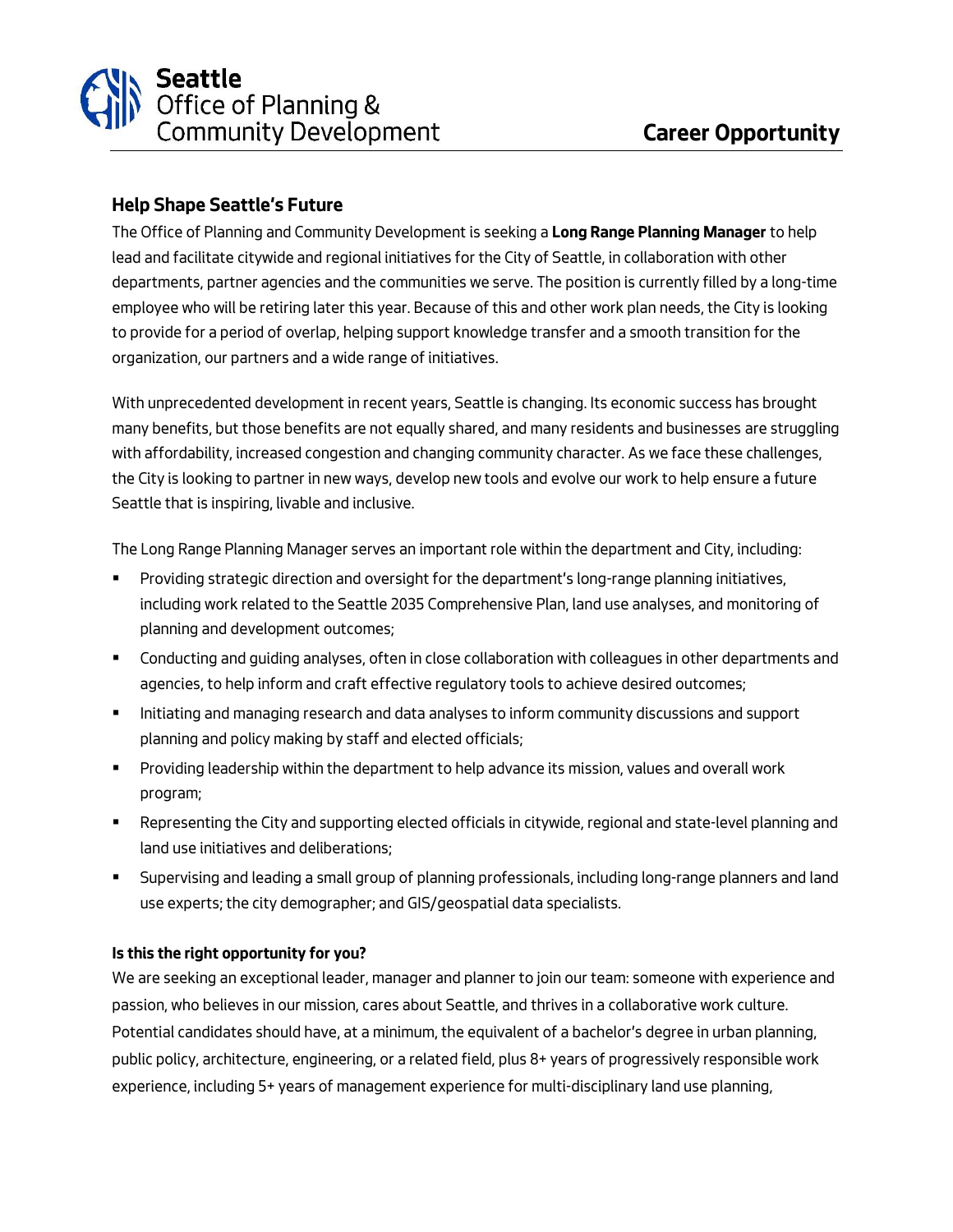Seattle
Office of Planning &
Community Development

**Career Opportunity**

## Help Shape Seattle's Future

The Office of Planning and Community Development is seeking a **Long Range Planning Manager** to help lead and facilitate citywide and regional initiatives for the City of Seattle, in collaboration with other departments, partner agencies and the communities we serve. The position is currently filled by a long-time employee who will be retiring later this year. Because of this and other work plan needs, the City is looking to provide for a period of overlap, helping support knowledge transfer and a smooth transition for the organization, our partners and a wide range of initiatives.

With unprecedented development in recent years, Seattle is changing. Its economic success has brought many benefits, but those benefits are not equally shared, and many residents and businesses are struggling with affordability, increased congestion and changing community character. As we face these challenges, the City is looking to partner in new ways, develop new tools and evolve our work to help ensure a future Seattle that is inspiring, livable and inclusive.

The Long Range Planning Manager serves an important role within the department and City, including:

- Providing strategic direction and oversight for the department's long-range planning initiatives, including work related to the Seattle 2035 Comprehensive Plan, land use analyses, and monitoring of planning and development outcomes;
- Conducting and guiding analyses, often in close collaboration with colleagues in other departments and agencies, to help inform and craft effective regulatory tools to achieve desired outcomes;
- Initiating and managing research and data analyses to inform community discussions and support planning and policy making by staff and elected officials;
- Providing leadership within the department to help advance its mission, values and overall work program;
- Representing the City and supporting elected officials in citywide, regional and state-level planning and land use initiatives and deliberations;
- Supervising and leading a small group of planning professionals, including long-range planners and land use experts; the city demographer; and GIS/geospatial data specialists.

**Is this the right opportunity for you?**

We are seeking an exceptional leader, manager and planner to join our team: someone with experience and passion, who believes in our mission, cares about Seattle, and thrives in a collaborative work culture. Potential candidates should have, at a minimum, the equivalent of a bachelor's degree in urban planning, public policy, architecture, engineering, or a related field, plus 8+ years of progressively responsible work experience, including 5+ years of management experience for multi-disciplinary land use planning,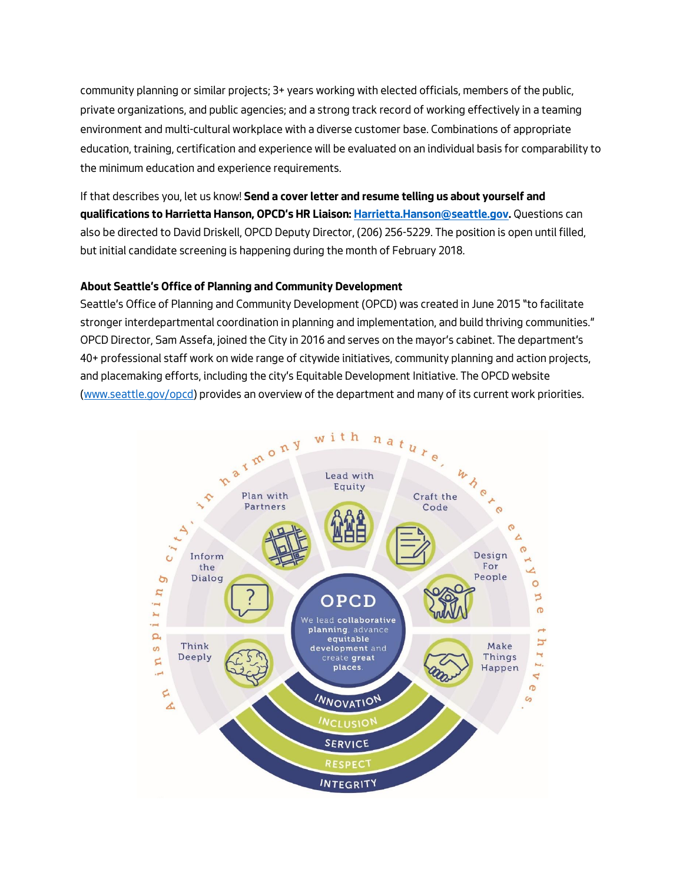community planning or similar projects; 3+ years working with elected officials, members of the public, private organizations, and public agencies; and a strong track record of working effectively in a teaming environment and multi-cultural workplace with a diverse customer base. Combinations of appropriate education, training, certification and experience will be evaluated on an individual basis for comparability to the minimum education and experience requirements.

If that describes you, let us know! **Send a cover letter and resume telling us about yourself and qualifications to Harrietta Hanson, OPCD's HR Liaison: [Harrietta.Hanson@seattle.gov](mailto:Harrietta.Hanson@seattle.gov).** Questions can also be directed to David Driskell, OPCD Deputy Director, (206) 256-5229. The position is open until filled, but initial candidate screening is happening during the month of February 2018.

**About Seattle's Office of Planning and Community Development**

Seattle's Office of Planning and Community Development (OPCD) was created in June 2015 "to facilitate stronger interdepartmental coordination in planning and implementation, and build thriving communities." OPCD Director, Sam Assefa, joined the City in 2016 and serves on the mayor's cabinet. The department's 40+ professional staff work on wide range of citywide initiatives, community planning and action projects, and placemaking efforts, including the city's Equitable Development Initiative. The OPCD website ([www.seattle.gov/opcd](http://www.seattle.gov/opcd)) provides an overview of the department and many of its current work priorities.

An inspiring city, in harmony with nature, where everyone thrives.

Think Deeply
Inform the Dialog
Plan with Partners
Lead with Equity
Craft the Code
Design For People
Make Things Happen

OPCD
We lead **collaborative planning**, advance **equitable development** and create **great places**.

INNOVATION
INCLUSION
SERVICE
RESPECT
INTEGRITY